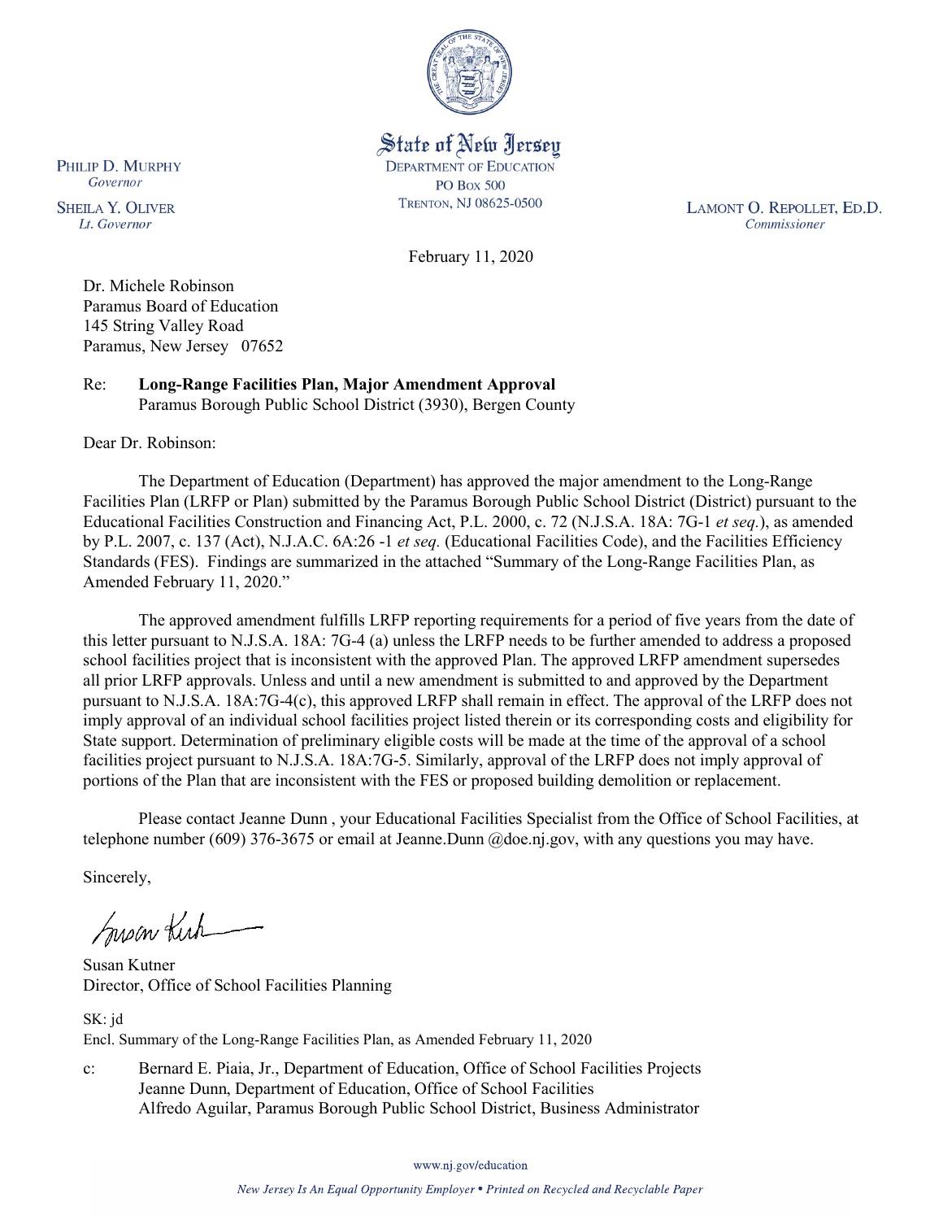State of New Jersey
DEPARTMENT OF EDUCATION
PO BOX 500
TRENTON, NJ 08625-0500

PHILIP D. MURPHY
*Governor*

SHEILA Y. OLIVER
*Lt. Governor*

LAMONT O. REPOLLET, ED.D.
*Commissioner*

February 11, 2020

Dr. Michele Robinson
Paramus Board of Education
145 String Valley Road
Paramus, New Jersey 07652

Re: **Long-Range Facilities Plan, Major Amendment Approval**
Paramus Borough Public School District (3930), Bergen County

Dear Dr. Robinson:

The Department of Education (Department) has approved the major amendment to the Long-Range Facilities Plan (LRFP or Plan) submitted by the Paramus Borough Public School District (District) pursuant to the Educational Facilities Construction and Financing Act, P.L. 2000, c. 72 (N.J.S.A. 18A: 7G-1 *et seq.*), as amended by P.L. 2007, c. 137 (Act), N.J.A.C. 6A:26 -1 *et seq.* (Educational Facilities Code), and the Facilities Efficiency Standards (FES). Findings are summarized in the attached "Summary of the Long-Range Facilities Plan, as Amended February 11, 2020."

The approved amendment fulfills LRFP reporting requirements for a period of five years from the date of this letter pursuant to N.J.S.A. 18A: 7G-4 (a) unless the LRFP needs to be further amended to address a proposed school facilities project that is inconsistent with the approved Plan. The approved LRFP amendment supersedes all prior LRFP approvals. Unless and until a new amendment is submitted to and approved by the Department pursuant to N.J.S.A. 18A:7G-4(c), this approved LRFP shall remain in effect. The approval of the LRFP does not imply approval of an individual school facilities project listed therein or its corresponding costs and eligibility for State support. Determination of preliminary eligible costs will be made at the time of the approval of a school facilities project pursuant to N.J.S.A. 18A:7G-5. Similarly, approval of the LRFP does not imply approval of portions of the Plan that are inconsistent with the FES or proposed building demolition or replacement.

Please contact Jeanne Dunn , your Educational Facilities Specialist from the Office of School Facilities, at telephone number (609) 376-3675 or email at Jeanne.Dunn @doe.nj.gov, with any questions you may have.

Sincerely,

Susan Kutner
Director, Office of School Facilities Planning

SK: jd
Encl. Summary of the Long-Range Facilities Plan, as Amended February 11, 2020

c: Bernard E. Piaia, Jr., Department of Education, Office of School Facilities Projects
Jeanne Dunn, Department of Education, Office of School Facilities
Alfredo Aguilar, Paramus Borough Public School District, Business Administrator

www.nj.gov/education

*New Jersey Is An Equal Opportunity Employer • Printed on Recycled and Recyclable Paper*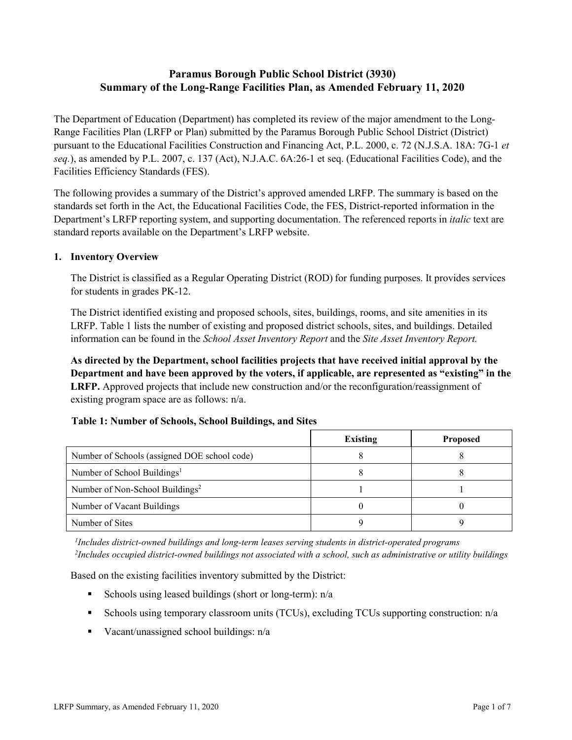# Paramus Borough Public School District (3930)
# Summary of the Long-Range Facilities Plan, as Amended February 11, 2020

The Department of Education (Department) has completed its review of the major amendment to the Long-Range Facilities Plan (LRFP or Plan) submitted by the Paramus Borough Public School District (District) pursuant to the Educational Facilities Construction and Financing Act, P.L. 2000, c. 72 (N.J.S.A. 18A: 7G-1 *et seq.*), as amended by P.L. 2007, c. 137 (Act), N.J.A.C. 6A:26-1 et seq. (Educational Facilities Code), and the Facilities Efficiency Standards (FES).

The following provides a summary of the District's approved amended LRFP. The summary is based on the standards set forth in the Act, the Educational Facilities Code, the FES, District-reported information in the Department's LRFP reporting system, and supporting documentation. The referenced reports in *italic* text are standard reports available on the Department's LRFP website.

## 1. Inventory Overview

The District is classified as a Regular Operating District (ROD) for funding purposes. It provides services for students in grades PK-12.

The District identified existing and proposed schools, sites, buildings, rooms, and site amenities in its LRFP. Table 1 lists the number of existing and proposed district schools, sites, and buildings. Detailed information can be found in the *School Asset Inventory Report* and the *Site Asset Inventory Report.*

**As directed by the Department, school facilities projects that have received initial approval by the Department and have been approved by the voters, if applicable, are represented as "existing" in the LRFP.** Approved projects that include new construction and/or the reconfiguration/reassignment of existing program space are as follows: n/a.

**Table 1: Number of Schools, School Buildings, and Sites**

| | Existing | Proposed |
|---|---|---|
| Number of Schools (assigned DOE school code) | 8 | 8 |
| Number of School Buildings[1] | 8 | 8 |
| Number of Non-School Buildings[2] | 1 | 1 |
| Number of Vacant Buildings | 0 | 0 |
| Number of Sites | 9 | 9 |

*[1]Includes district-owned buildings and long-term leases serving students in district-operated programs*
*[2]Includes occupied district-owned buildings not associated with a school, such as administrative or utility buildings*

Based on the existing facilities inventory submitted by the District:

- Schools using leased buildings (short or long-term): n/a
- Schools using temporary classroom units (TCUs), excluding TCUs supporting construction: n/a
- Vacant/unassigned school buildings: n/a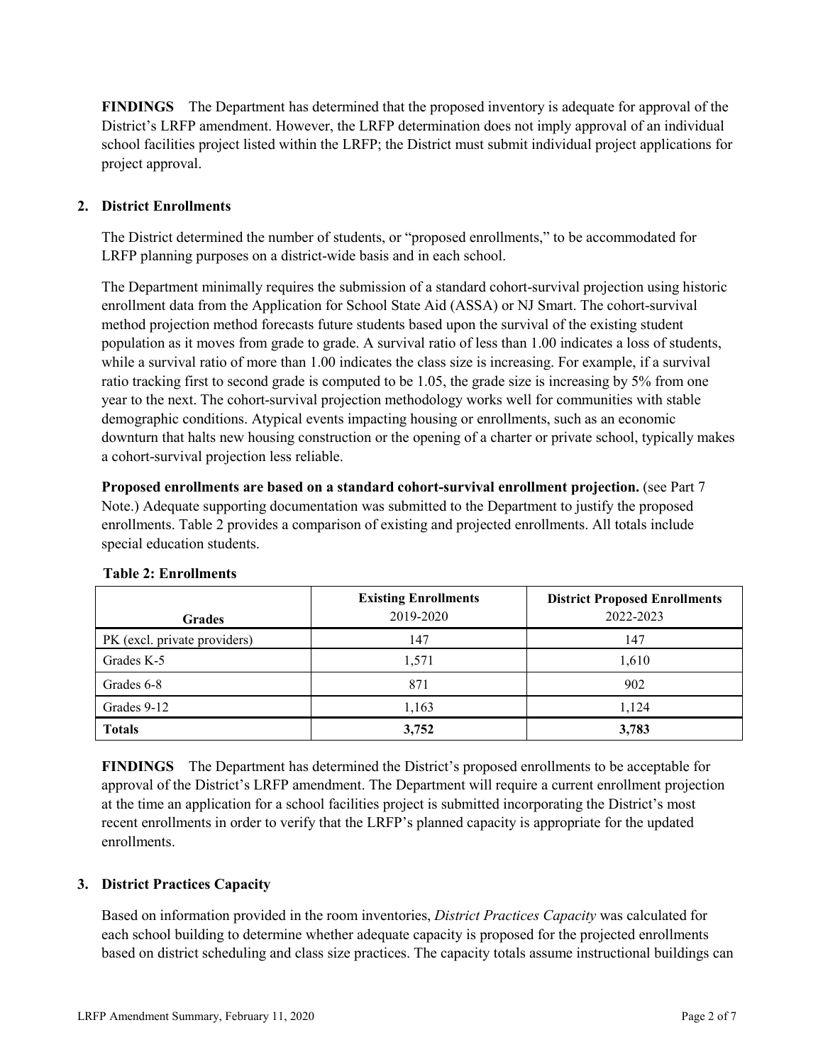**FINDINGS** The Department has determined that the proposed inventory is adequate for approval of the District's LRFP amendment. However, the LRFP determination does not imply approval of an individual school facilities project listed within the LRFP; the District must submit individual project applications for project approval.

## 2. District Enrollments

The District determined the number of students, or "proposed enrollments," to be accommodated for LRFP planning purposes on a district-wide basis and in each school.

The Department minimally requires the submission of a standard cohort-survival projection using historic enrollment data from the Application for School State Aid (ASSA) or NJ Smart. The cohort-survival method projection method forecasts future students based upon the survival of the existing student population as it moves from grade to grade. A survival ratio of less than 1.00 indicates a loss of students, while a survival ratio of more than 1.00 indicates the class size is increasing. For example, if a survival ratio tracking first to second grade is computed to be 1.05, the grade size is increasing by 5% from one year to the next. The cohort-survival projection methodology works well for communities with stable demographic conditions. Atypical events impacting housing or enrollments, such as an economic downturn that halts new housing construction or the opening of a charter or private school, typically makes a cohort-survival projection less reliable.

**Proposed enrollments are based on a standard cohort-survival enrollment projection.** (see Part 7 Note.) Adequate supporting documentation was submitted to the Department to justify the proposed enrollments. Table 2 provides a comparison of existing and projected enrollments. All totals include special education students.

**Table 2: Enrollments**

| Grades | Existing Enrollments 2019-2020 | District Proposed Enrollments 2022-2023 |
|---|---|---|
| PK (excl. private providers) | 147 | 147 |
| Grades K-5 | 1,571 | 1,610 |
| Grades 6-8 | 871 | 902 |
| Grades 9-12 | 1,163 | 1,124 |
| **Totals** | **3,752** | **3,783** |

**FINDINGS** The Department has determined the District's proposed enrollments to be acceptable for approval of the District's LRFP amendment. The Department will require a current enrollment projection at the time an application for a school facilities project is submitted incorporating the District's most recent enrollments in order to verify that the LRFP's planned capacity is appropriate for the updated enrollments.

## 3. District Practices Capacity

Based on information provided in the room inventories, *District Practices Capacity* was calculated for each school building to determine whether adequate capacity is proposed for the projected enrollments based on district scheduling and class size practices. The capacity totals assume instructional buildings can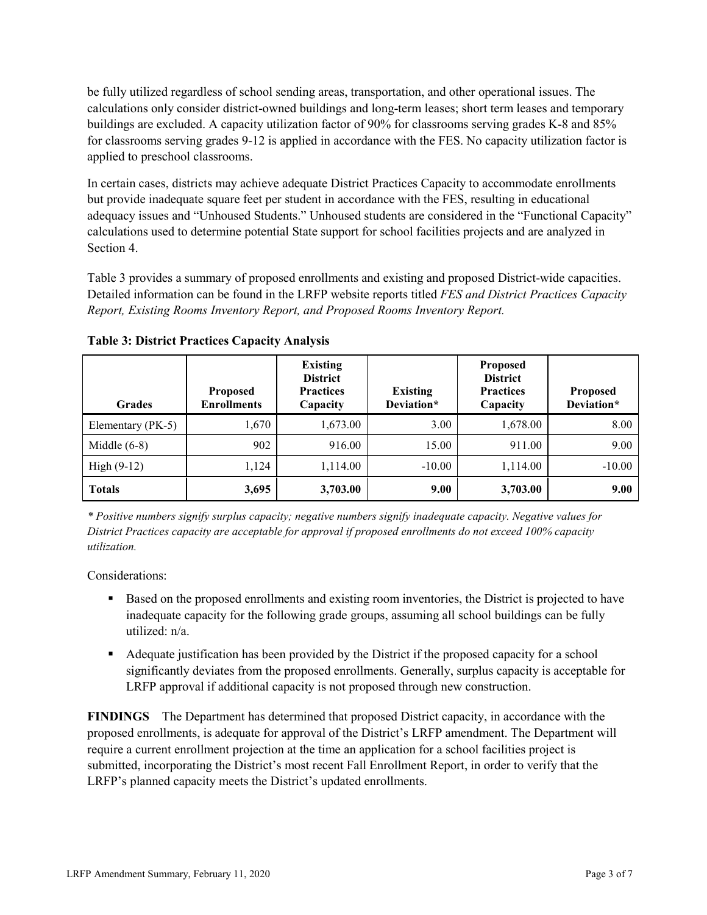be fully utilized regardless of school sending areas, transportation, and other operational issues. The calculations only consider district-owned buildings and long-term leases; short term leases and temporary buildings are excluded. A capacity utilization factor of 90% for classrooms serving grades K-8 and 85% for classrooms serving grades 9-12 is applied in accordance with the FES. No capacity utilization factor is applied to preschool classrooms.

In certain cases, districts may achieve adequate District Practices Capacity to accommodate enrollments but provide inadequate square feet per student in accordance with the FES, resulting in educational adequacy issues and "Unhoused Students." Unhoused students are considered in the "Functional Capacity" calculations used to determine potential State support for school facilities projects and are analyzed in Section 4.

Table 3 provides a summary of proposed enrollments and existing and proposed District-wide capacities. Detailed information can be found in the LRFP website reports titled *FES and District Practices Capacity Report, Existing Rooms Inventory Report, and Proposed Rooms Inventory Report.*

**Table 3: District Practices Capacity Analysis**

| Grades | Proposed Enrollments | Existing District Practices Capacity | Existing Deviation* | Proposed District Practices Capacity | Proposed Deviation* |
|---|---|---|---|---|---|
| Elementary (PK-5) | 1,670 | 1,673.00 | 3.00 | 1,678.00 | 8.00 |
| Middle (6-8) | 902 | 916.00 | 15.00 | 911.00 | 9.00 |
| High (9-12) | 1,124 | 1,114.00 | -10.00 | 1,114.00 | -10.00 |
| **Totals** | **3,695** | **3,703.00** | **9.00** | **3,703.00** | **9.00** |

*\* Positive numbers signify surplus capacity; negative numbers signify inadequate capacity. Negative values for District Practices capacity are acceptable for approval if proposed enrollments do not exceed 100% capacity utilization.*

Considerations:

- Based on the proposed enrollments and existing room inventories, the District is projected to have inadequate capacity for the following grade groups, assuming all school buildings can be fully utilized: n/a.
- Adequate justification has been provided by the District if the proposed capacity for a school significantly deviates from the proposed enrollments. Generally, surplus capacity is acceptable for LRFP approval if additional capacity is not proposed through new construction.

**FINDINGS** The Department has determined that proposed District capacity, in accordance with the proposed enrollments, is adequate for approval of the District's LRFP amendment. The Department will require a current enrollment projection at the time an application for a school facilities project is submitted, incorporating the District's most recent Fall Enrollment Report, in order to verify that the LRFP's planned capacity meets the District's updated enrollments.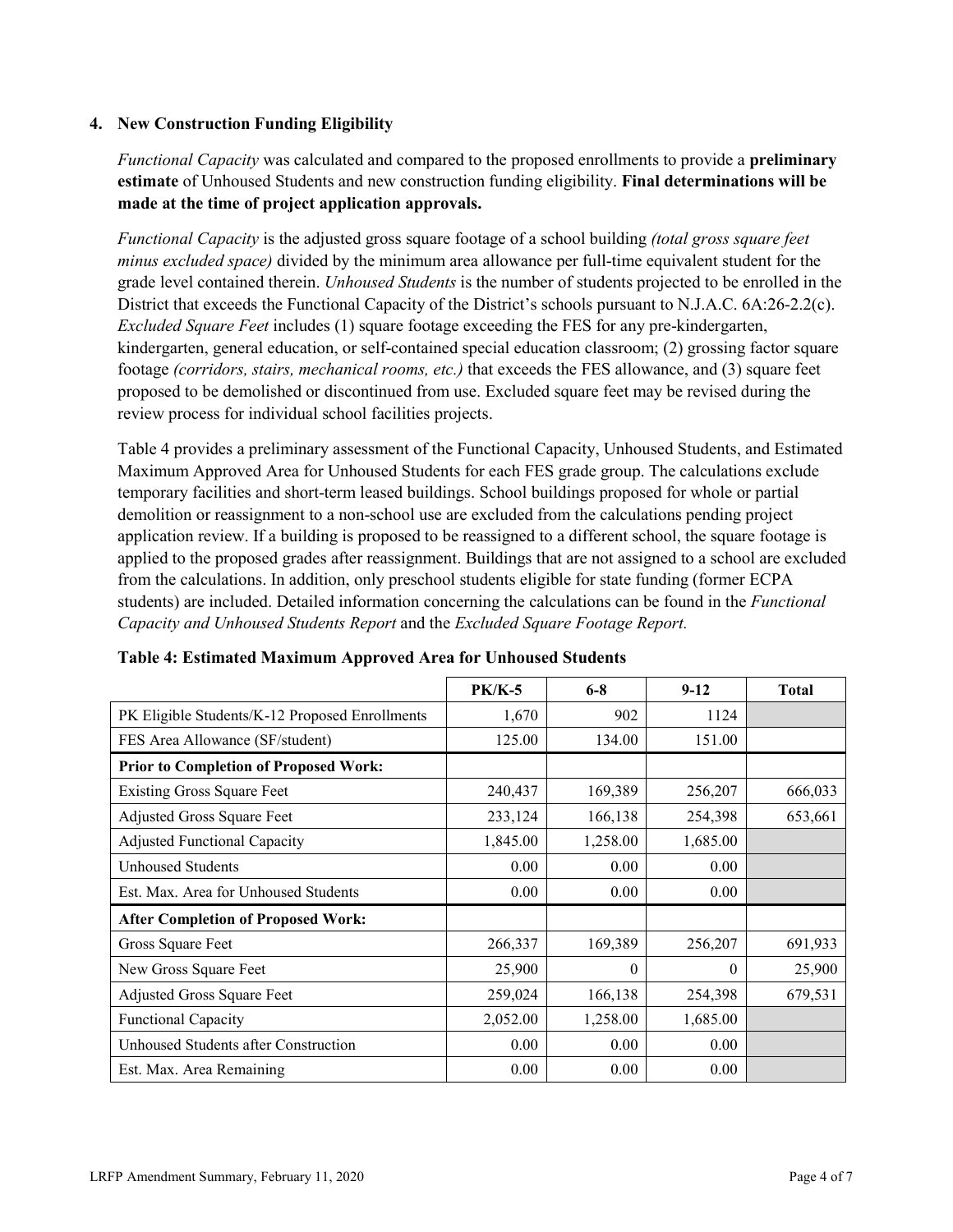### 4. New Construction Funding Eligibility

*Functional Capacity* was calculated and compared to the proposed enrollments to provide a **preliminary estimate** of Unhoused Students and new construction funding eligibility. **Final determinations will be made at the time of project application approvals.**

*Functional Capacity* is the adjusted gross square footage of a school building *(total gross square feet minus excluded space)* divided by the minimum area allowance per full-time equivalent student for the grade level contained therein. *Unhoused Students* is the number of students projected to be enrolled in the District that exceeds the Functional Capacity of the District's schools pursuant to N.J.A.C. 6A:26-2.2(c). *Excluded Square Feet* includes (1) square footage exceeding the FES for any pre-kindergarten, kindergarten, general education, or self-contained special education classroom; (2) grossing factor square footage *(corridors, stairs, mechanical rooms, etc.)* that exceeds the FES allowance, and (3) square feet proposed to be demolished or discontinued from use. Excluded square feet may be revised during the review process for individual school facilities projects.

Table 4 provides a preliminary assessment of the Functional Capacity, Unhoused Students, and Estimated Maximum Approved Area for Unhoused Students for each FES grade group. The calculations exclude temporary facilities and short-term leased buildings. School buildings proposed for whole or partial demolition or reassignment to a non-school use are excluded from the calculations pending project application review. If a building is proposed to be reassigned to a different school, the square footage is applied to the proposed grades after reassignment. Buildings that are not assigned to a school are excluded from the calculations. In addition, only preschool students eligible for state funding (former ECPA students) are included. Detailed information concerning the calculations can be found in the *Functional Capacity and Unhoused Students Report* and the *Excluded Square Footage Report.*

**Table 4: Estimated Maximum Approved Area for Unhoused Students**

| | PK/K-5 | 6-8 | 9-12 | Total |
|---|---|---|---|---|
| PK Eligible Students/K-12 Proposed Enrollments | 1,670 | 902 | 1124 | |
| FES Area Allowance (SF/student) | 125.00 | 134.00 | 151.00 | |
| **Prior to Completion of Proposed Work:** | | | | |
| Existing Gross Square Feet | 240,437 | 169,389 | 256,207 | 666,033 |
| Adjusted Gross Square Feet | 233,124 | 166,138 | 254,398 | 653,661 |
| Adjusted Functional Capacity | 1,845.00 | 1,258.00 | 1,685.00 | |
| Unhoused Students | 0.00 | 0.00 | 0.00 | |
| Est. Max. Area for Unhoused Students | 0.00 | 0.00 | 0.00 | |
| **After Completion of Proposed Work:** | | | | |
| Gross Square Feet | 266,337 | 169,389 | 256,207 | 691,933 |
| New Gross Square Feet | 25,900 | 0 | 0 | 25,900 |
| Adjusted Gross Square Feet | 259,024 | 166,138 | 254,398 | 679,531 |
| Functional Capacity | 2,052.00 | 1,258.00 | 1,685.00 | |
| Unhoused Students after Construction | 0.00 | 0.00 | 0.00 | |
| Est. Max. Area Remaining | 0.00 | 0.00 | 0.00 | |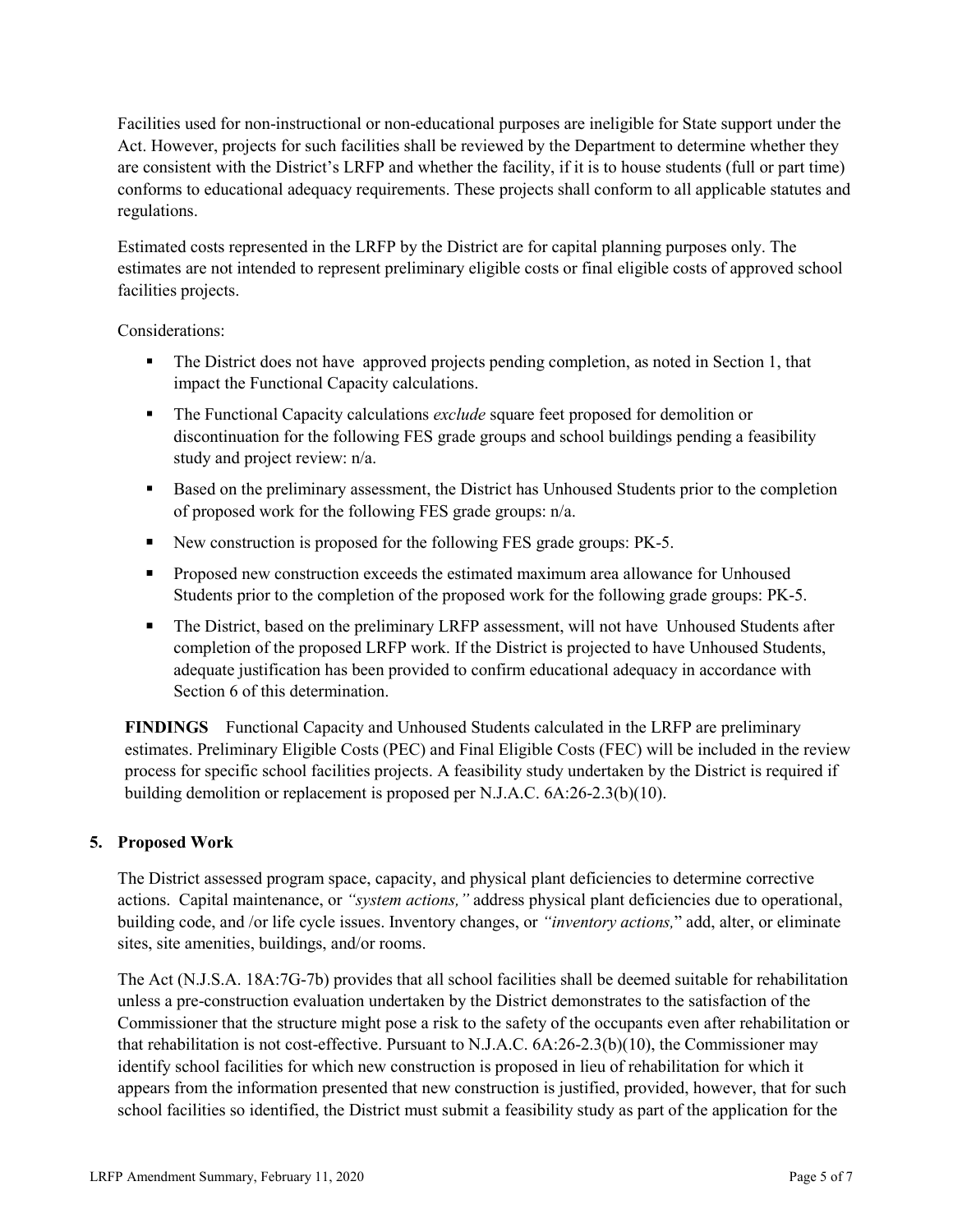Facilities used for non-instructional or non-educational purposes are ineligible for State support under the Act. However, projects for such facilities shall be reviewed by the Department to determine whether they are consistent with the District's LRFP and whether the facility, if it is to house students (full or part time) conforms to educational adequacy requirements. These projects shall conform to all applicable statutes and regulations.

Estimated costs represented in the LRFP by the District are for capital planning purposes only. The estimates are not intended to represent preliminary eligible costs or final eligible costs of approved school facilities projects.

Considerations:

- The District does not have approved projects pending completion, as noted in Section 1, that impact the Functional Capacity calculations.
- The Functional Capacity calculations *exclude* square feet proposed for demolition or discontinuation for the following FES grade groups and school buildings pending a feasibility study and project review: n/a.
- Based on the preliminary assessment, the District has Unhoused Students prior to the completion of proposed work for the following FES grade groups: n/a.
- New construction is proposed for the following FES grade groups: PK-5.
- Proposed new construction exceeds the estimated maximum area allowance for Unhoused Students prior to the completion of the proposed work for the following grade groups: PK-5.
- The District, based on the preliminary LRFP assessment, will not have Unhoused Students after completion of the proposed LRFP work. If the District is projected to have Unhoused Students, adequate justification has been provided to confirm educational adequacy in accordance with Section 6 of this determination.

**FINDINGS** Functional Capacity and Unhoused Students calculated in the LRFP are preliminary estimates. Preliminary Eligible Costs (PEC) and Final Eligible Costs (FEC) will be included in the review process for specific school facilities projects. A feasibility study undertaken by the District is required if building demolition or replacement is proposed per N.J.A.C. 6A:26-2.3(b)(10).

## 5. Proposed Work

The District assessed program space, capacity, and physical plant deficiencies to determine corrective actions. Capital maintenance, or *"system actions,"* address physical plant deficiencies due to operational, building code, and /or life cycle issues. Inventory changes, or *"inventory actions,"* add, alter, or eliminate sites, site amenities, buildings, and/or rooms.

The Act (N.J.S.A. 18A:7G-7b) provides that all school facilities shall be deemed suitable for rehabilitation unless a pre-construction evaluation undertaken by the District demonstrates to the satisfaction of the Commissioner that the structure might pose a risk to the safety of the occupants even after rehabilitation or that rehabilitation is not cost-effective. Pursuant to N.J.A.C. 6A:26-2.3(b)(10), the Commissioner may identify school facilities for which new construction is proposed in lieu of rehabilitation for which it appears from the information presented that new construction is justified, provided, however, that for such school facilities so identified, the District must submit a feasibility study as part of the application for the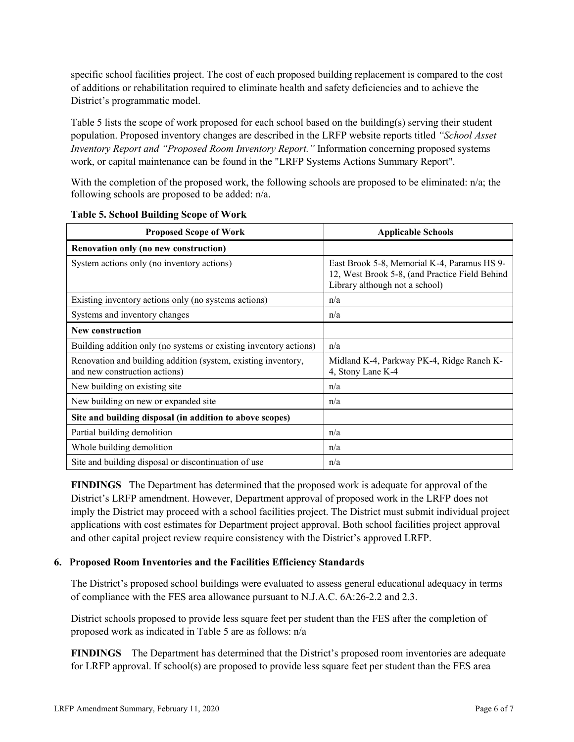specific school facilities project. The cost of each proposed building replacement is compared to the cost of additions or rehabilitation required to eliminate health and safety deficiencies and to achieve the District's programmatic model.

Table 5 lists the scope of work proposed for each school based on the building(s) serving their student population. Proposed inventory changes are described in the LRFP website reports titled *"School Asset Inventory Report and "Proposed Room Inventory Report."* Information concerning proposed systems work, or capital maintenance can be found in the "LRFP Systems Actions Summary Report".

With the completion of the proposed work, the following schools are proposed to be eliminated: n/a; the following schools are proposed to be added: n/a.

**Table 5. School Building Scope of Work**

| Proposed Scope of Work | Applicable Schools |
|---|---|
| **Renovation only (no new construction)** | |
| System actions only (no inventory actions) | East Brook 5-8, Memorial K-4, Paramus HS 9-12, West Brook 5-8, (and Practice Field Behind Library although not a school) |
| Existing inventory actions only (no systems actions) | n/a |
| Systems and inventory changes | n/a |
| **New construction** | |
| Building addition only (no systems or existing inventory actions) | n/a |
| Renovation and building addition (system, existing inventory, and new construction actions) | Midland K-4, Parkway PK-4, Ridge Ranch K-4, Stony Lane K-4 |
| New building on existing site | n/a |
| New building on new or expanded site | n/a |
| **Site and building disposal (in addition to above scopes)** | |
| Partial building demolition | n/a |
| Whole building demolition | n/a |
| Site and building disposal or discontinuation of use | n/a |

**FINDINGS** The Department has determined that the proposed work is adequate for approval of the District's LRFP amendment. However, Department approval of proposed work in the LRFP does not imply the District may proceed with a school facilities project. The District must submit individual project applications with cost estimates for Department project approval. Both school facilities project approval and other capital project review require consistency with the District's approved LRFP.

## 6. Proposed Room Inventories and the Facilities Efficiency Standards

The District's proposed school buildings were evaluated to assess general educational adequacy in terms of compliance with the FES area allowance pursuant to N.J.A.C. 6A:26-2.2 and 2.3.

District schools proposed to provide less square feet per student than the FES after the completion of proposed work as indicated in Table 5 are as follows: n/a

**FINDINGS** The Department has determined that the District's proposed room inventories are adequate for LRFP approval. If school(s) are proposed to provide less square feet per student than the FES area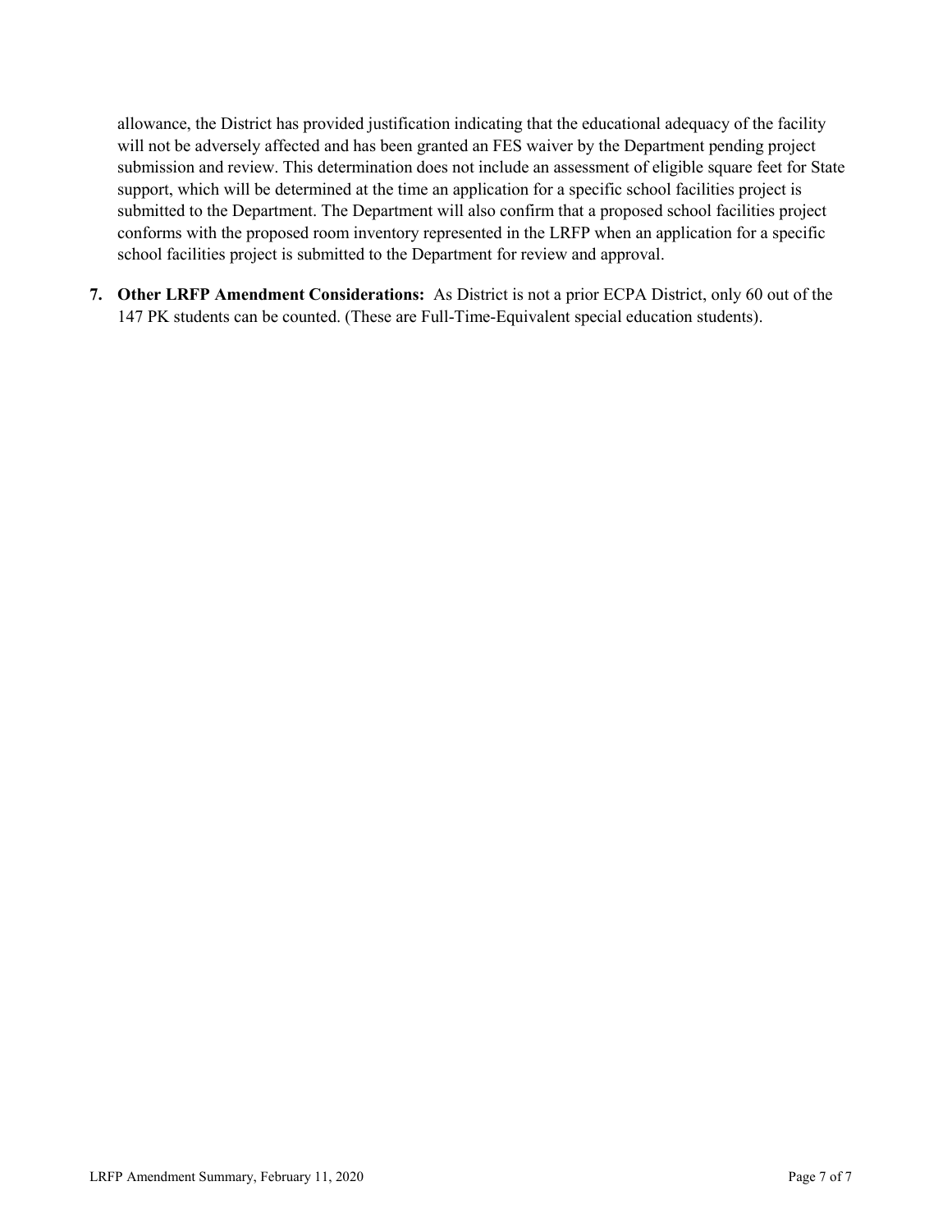allowance, the District has provided justification indicating that the educational adequacy of the facility will not be adversely affected and has been granted an FES waiver by the Department pending project submission and review. This determination does not include an assessment of eligible square feet for State support, which will be determined at the time an application for a specific school facilities project is submitted to the Department. The Department will also confirm that a proposed school facilities project conforms with the proposed room inventory represented in the LRFP when an application for a specific school facilities project is submitted to the Department for review and approval.

7. **Other LRFP Amendment Considerations:** As District is not a prior ECPA District, only 60 out of the 147 PK students can be counted. (These are Full-Time-Equivalent special education students).